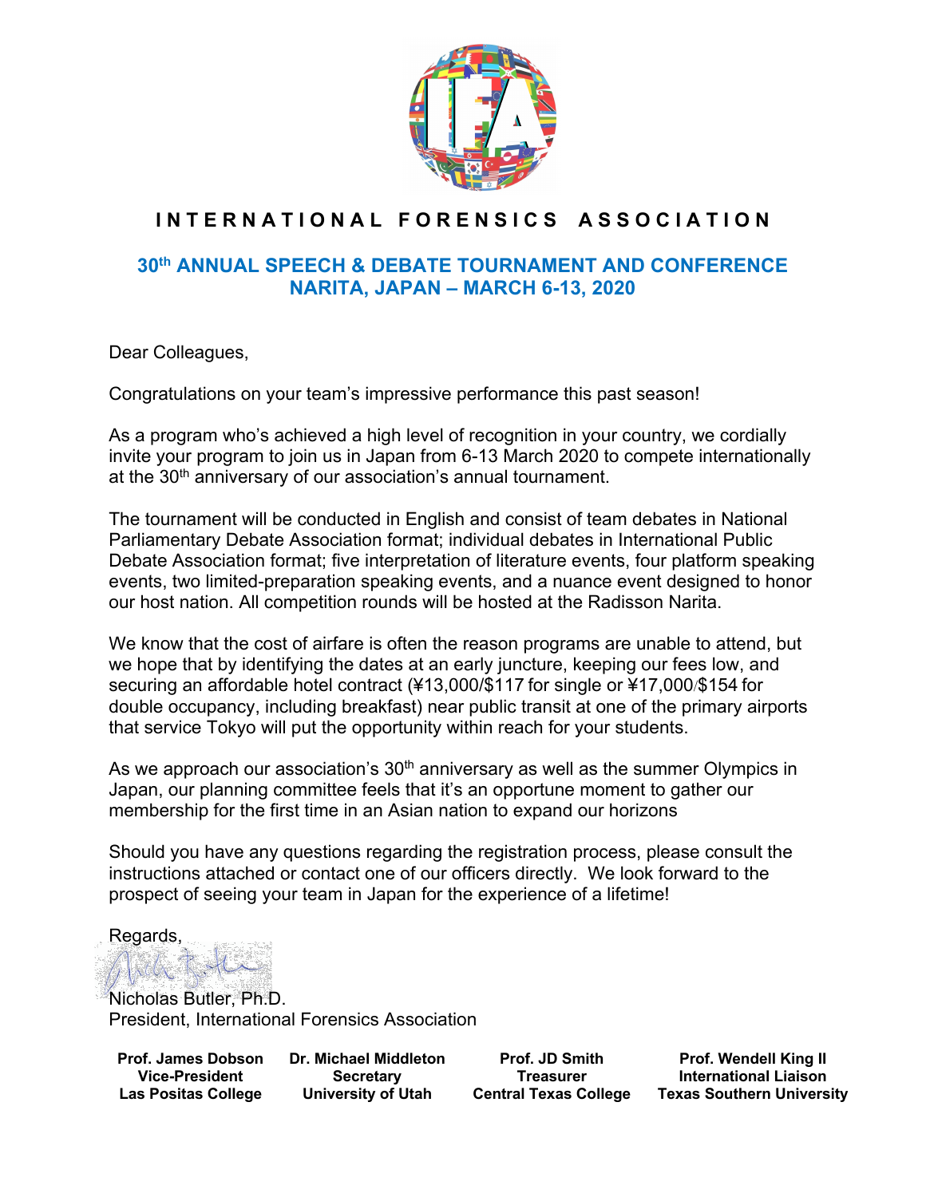# INTERNATIONAL FORENSICS ASSOCIATION

## 30th ANNUAL SPEECH & DEBATE TOURNAMENT AND CONFERENCE
## NARITA, JAPAN – MARCH 6-13, 2020

Dear Colleagues,

Congratulations on your team's impressive performance this past season!

As a program who's achieved a high level of recognition in your country, we cordially invite your program to join us in Japan from 6-13 March 2020 to compete internationally at the 30th anniversary of our association's annual tournament.

The tournament will be conducted in English and consist of team debates in National Parliamentary Debate Association format; individual debates in International Public Debate Association format; five interpretation of literature events, four platform speaking events, two limited-preparation speaking events, and a nuance event designed to honor our host nation. All competition rounds will be hosted at the Radisson Narita.

We know that the cost of airfare is often the reason programs are unable to attend, but we hope that by identifying the dates at an early juncture, keeping our fees low, and securing an affordable hotel contract (¥13,000/$117 for single or ¥17,000/$154 for double occupancy, including breakfast) near public transit at one of the primary airports that service Tokyo will put the opportunity within reach for your students.

As we approach our association's 30th anniversary as well as the summer Olympics in Japan, our planning committee feels that it's an opportune moment to gather our membership for the first time in an Asian nation to expand our horizons

Should you have any questions regarding the registration process, please consult the instructions attached or contact one of our officers directly. We look forward to the prospect of seeing your team in Japan for the experience of a lifetime!

Regards,

Nicholas Butler, Ph.D.
President, International Forensics Association

**Prof. James Dobson**
**Vice-President**
**Las Positas College**

**Dr. Michael Middleton**
**Secretary**
**University of Utah**

**Prof. JD Smith**
**Treasurer**
**Central Texas College**

**Prof. Wendell King II**
**International Liaison**
**Texas Southern University**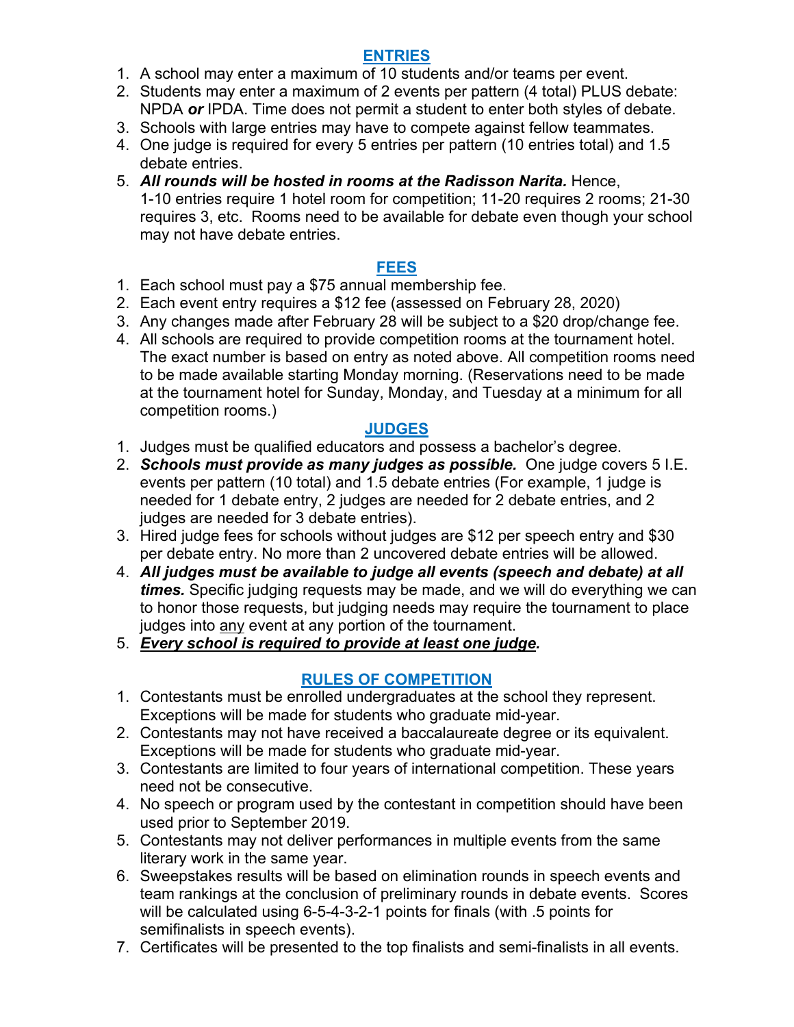## ENTRIES

1. A school may enter a maximum of 10 students and/or teams per event.
2. Students may enter a maximum of 2 events per pattern (4 total) PLUS debate: NPDA ***or*** IPDA. Time does not permit a student to enter both styles of debate.
3. Schools with large entries may have to compete against fellow teammates.
4. One judge is required for every 5 entries per pattern (10 entries total) and 1.5 debate entries.
5. ***All rounds will be hosted in rooms at the Radisson Narita.*** Hence, 1-10 entries require 1 hotel room for competition; 11-20 requires 2 rooms; 21-30 requires 3, etc. Rooms need to be available for debate even though your school may not have debate entries.

## FEES

1. Each school must pay a $75 annual membership fee.
2. Each event entry requires a $12 fee (assessed on February 28, 2020)
3. Any changes made after February 28 will be subject to a $20 drop/change fee.
4. All schools are required to provide competition rooms at the tournament hotel. The exact number is based on entry as noted above. All competition rooms need to be made available starting Monday morning. (Reservations need to be made at the tournament hotel for Sunday, Monday, and Tuesday at a minimum for all competition rooms.)

## JUDGES

1. Judges must be qualified educators and possess a bachelor's degree.
2. ***Schools must provide as many judges as possible.*** One judge covers 5 I.E. events per pattern (10 total) and 1.5 debate entries (For example, 1 judge is needed for 1 debate entry, 2 judges are needed for 2 debate entries, and 2 judges are needed for 3 debate entries).
3. Hired judge fees for schools without judges are $12 per speech entry and $30 per debate entry. No more than 2 uncovered debate entries will be allowed.
4. ***All judges must be available to judge all events (speech and debate) at all times.*** Specific judging requests may be made, and we will do everything we can to honor those requests, but judging needs may require the tournament to place judges into any event at any portion of the tournament.
5. ***Every school is required to provide at least one judge.***

## RULES OF COMPETITION

1. Contestants must be enrolled undergraduates at the school they represent. Exceptions will be made for students who graduate mid-year.
2. Contestants may not have received a baccalaureate degree or its equivalent. Exceptions will be made for students who graduate mid-year.
3. Contestants are limited to four years of international competition. These years need not be consecutive.
4. No speech or program used by the contestant in competition should have been used prior to September 2019.
5. Contestants may not deliver performances in multiple events from the same literary work in the same year.
6. Sweepstakes results will be based on elimination rounds in speech events and team rankings at the conclusion of preliminary rounds in debate events. Scores will be calculated using 6-5-4-3-2-1 points for finals (with .5 points for semifinalists in speech events).
7. Certificates will be presented to the top finalists and semi-finalists in all events.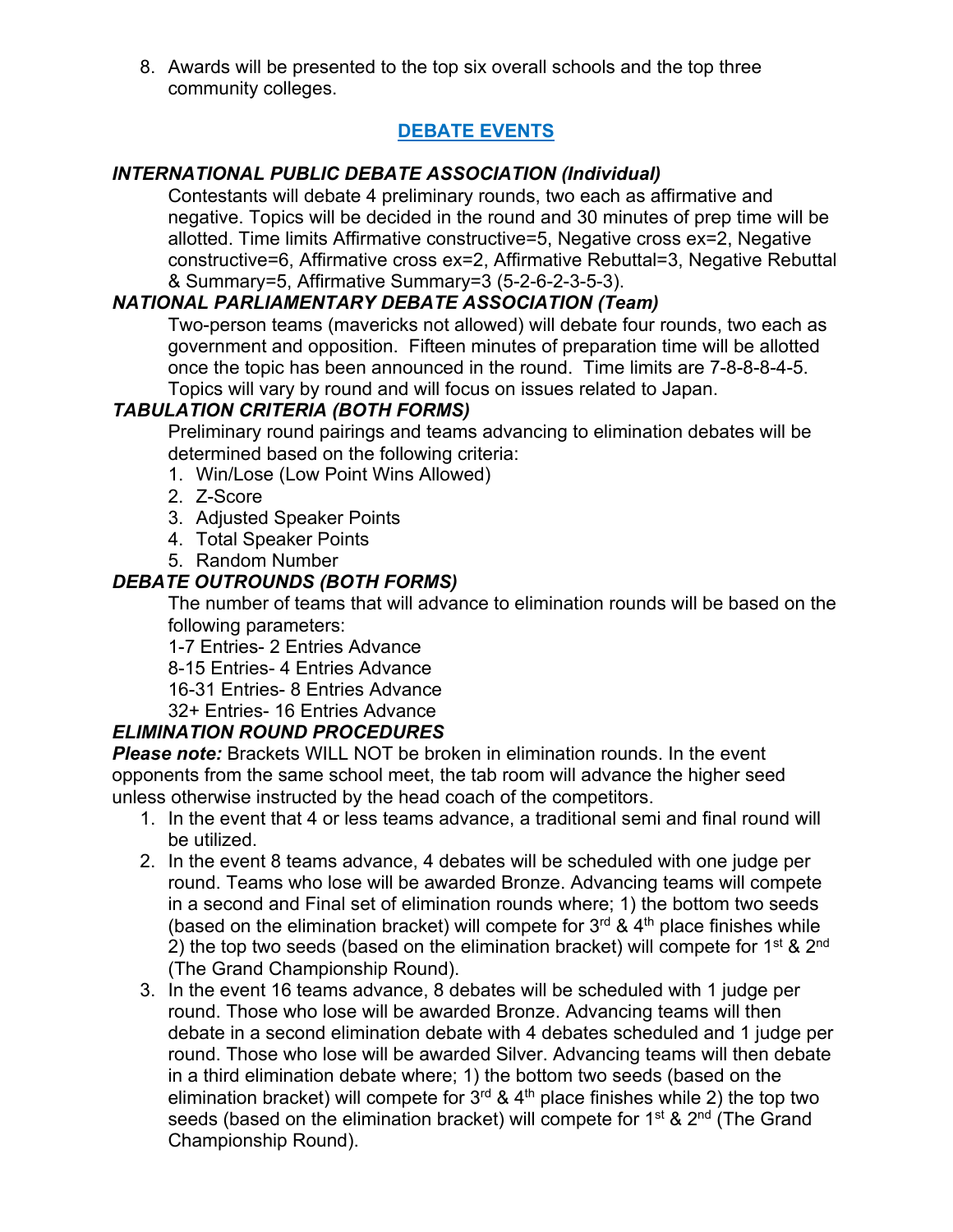8. Awards will be presented to the top six overall schools and the top three community colleges.

## DEBATE EVENTS

### *INTERNATIONAL PUBLIC DEBATE ASSOCIATION (Individual)*

Contestants will debate 4 preliminary rounds, two each as affirmative and negative. Topics will be decided in the round and 30 minutes of prep time will be allotted. Time limits Affirmative constructive=5, Negative cross ex=2, Negative constructive=6, Affirmative cross ex=2, Affirmative Rebuttal=3, Negative Rebuttal & Summary=5, Affirmative Summary=3 (5-2-6-2-3-5-3).

### *NATIONAL PARLIAMENTARY DEBATE ASSOCIATION (Team)*

Two-person teams (mavericks not allowed) will debate four rounds, two each as government and opposition. Fifteen minutes of preparation time will be allotted once the topic has been announced in the round. Time limits are 7-8-8-8-4-5. Topics will vary by round and will focus on issues related to Japan.

### *TABULATION CRITERIA (BOTH FORMS)*

Preliminary round pairings and teams advancing to elimination debates will be determined based on the following criteria:

1. Win/Lose (Low Point Wins Allowed)
2. Z-Score
3. Adjusted Speaker Points
4. Total Speaker Points
5. Random Number

### *DEBATE OUTROUNDS (BOTH FORMS)*

The number of teams that will advance to elimination rounds will be based on the following parameters:

1-7 Entries- 2 Entries Advance
8-15 Entries- 4 Entries Advance
16-31 Entries- 8 Entries Advance
32+ Entries- 16 Entries Advance

### *ELIMINATION ROUND PROCEDURES*

***Please note:*** Brackets WILL NOT be broken in elimination rounds. In the event opponents from the same school meet, the tab room will advance the higher seed unless otherwise instructed by the head coach of the competitors.

1. In the event that 4 or less teams advance, a traditional semi and final round will be utilized.
2. In the event 8 teams advance, 4 debates will be scheduled with one judge per round. Teams who lose will be awarded Bronze. Advancing teams will compete in a second and Final set of elimination rounds where; 1) the bottom two seeds (based on the elimination bracket) will compete for 3rd & 4th place finishes while 2) the top two seeds (based on the elimination bracket) will compete for 1st & 2nd (The Grand Championship Round).
3. In the event 16 teams advance, 8 debates will be scheduled with 1 judge per round. Those who lose will be awarded Bronze. Advancing teams will then debate in a second elimination debate with 4 debates scheduled and 1 judge per round. Those who lose will be awarded Silver. Advancing teams will then debate in a third elimination debate where; 1) the bottom two seeds (based on the elimination bracket) will compete for 3rd & 4th place finishes while 2) the top two seeds (based on the elimination bracket) will compete for 1st & 2nd (The Grand Championship Round).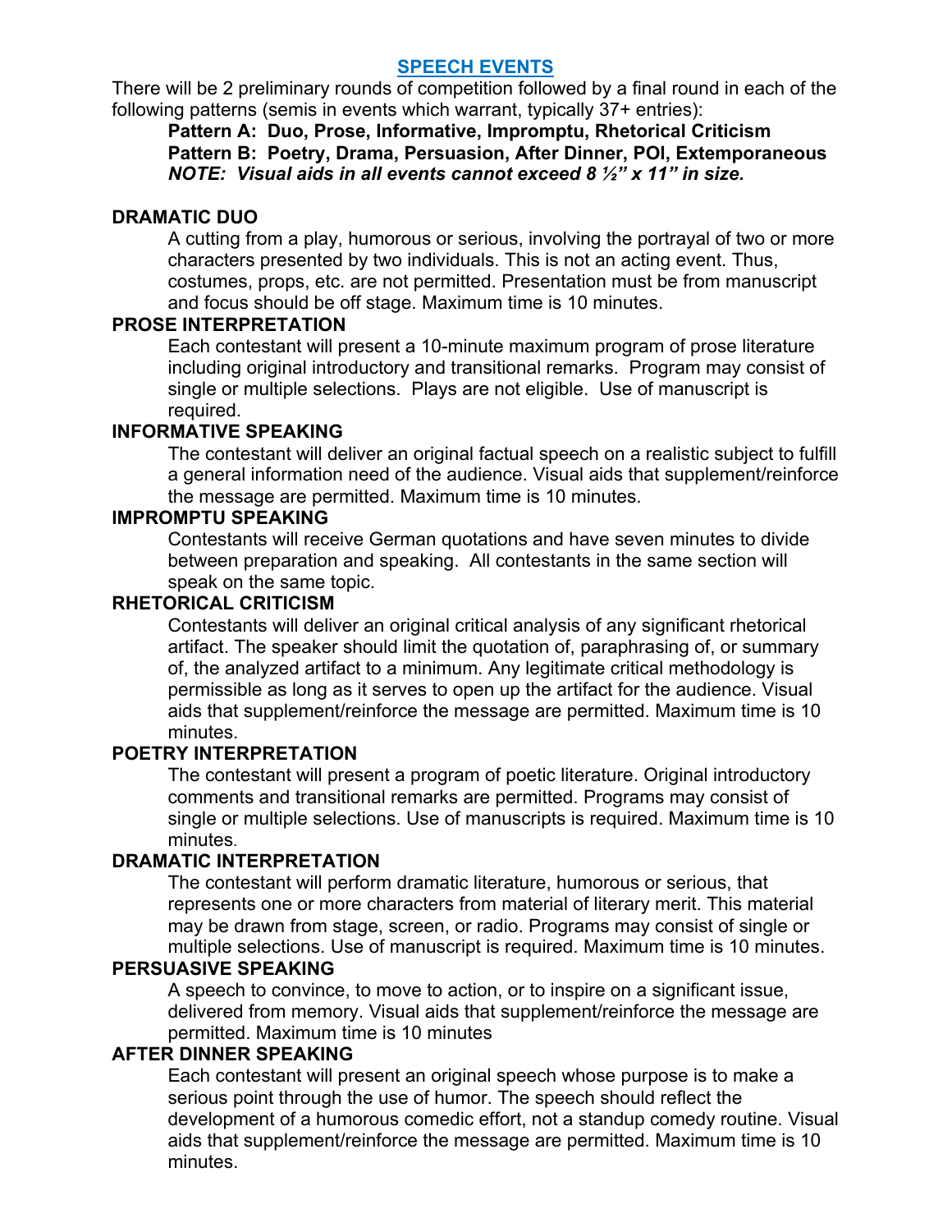## SPEECH EVENTS

There will be 2 preliminary rounds of competition followed by a final round in each of the following patterns (semis in events which warrant, typically 37+ entries):

**Pattern A: Duo, Prose, Informative, Impromptu, Rhetorical Criticism**
**Pattern B: Poetry, Drama, Persuasion, After Dinner, POI, Extemporaneous**
***NOTE: Visual aids in all events cannot exceed 8 ½" x 11" in size.***

### DRAMATIC DUO

A cutting from a play, humorous or serious, involving the portrayal of two or more characters presented by two individuals. This is not an acting event. Thus, costumes, props, etc. are not permitted. Presentation must be from manuscript and focus should be off stage. Maximum time is 10 minutes.

### PROSE INTERPRETATION

Each contestant will present a 10-minute maximum program of prose literature including original introductory and transitional remarks. Program may consist of single or multiple selections. Plays are not eligible. Use of manuscript is required.

### INFORMATIVE SPEAKING

The contestant will deliver an original factual speech on a realistic subject to fulfill a general information need of the audience. Visual aids that supplement/reinforce the message are permitted. Maximum time is 10 minutes.

### IMPROMPTU SPEAKING

Contestants will receive German quotations and have seven minutes to divide between preparation and speaking. All contestants in the same section will speak on the same topic.

### RHETORICAL CRITICISM

Contestants will deliver an original critical analysis of any significant rhetorical artifact. The speaker should limit the quotation of, paraphrasing of, or summary of, the analyzed artifact to a minimum. Any legitimate critical methodology is permissible as long as it serves to open up the artifact for the audience. Visual aids that supplement/reinforce the message are permitted. Maximum time is 10 minutes.

### POETRY INTERPRETATION

The contestant will present a program of poetic literature. Original introductory comments and transitional remarks are permitted. Programs may consist of single or multiple selections. Use of manuscripts is required. Maximum time is 10 minutes.

### DRAMATIC INTERPRETATION

The contestant will perform dramatic literature, humorous or serious, that represents one or more characters from material of literary merit. This material may be drawn from stage, screen, or radio. Programs may consist of single or multiple selections. Use of manuscript is required. Maximum time is 10 minutes.

### PERSUASIVE SPEAKING

A speech to convince, to move to action, or to inspire on a significant issue, delivered from memory. Visual aids that supplement/reinforce the message are permitted. Maximum time is 10 minutes

### AFTER DINNER SPEAKING

Each contestant will present an original speech whose purpose is to make a serious point through the use of humor. The speech should reflect the development of a humorous comedic effort, not a standup comedy routine. Visual aids that supplement/reinforce the message are permitted. Maximum time is 10 minutes.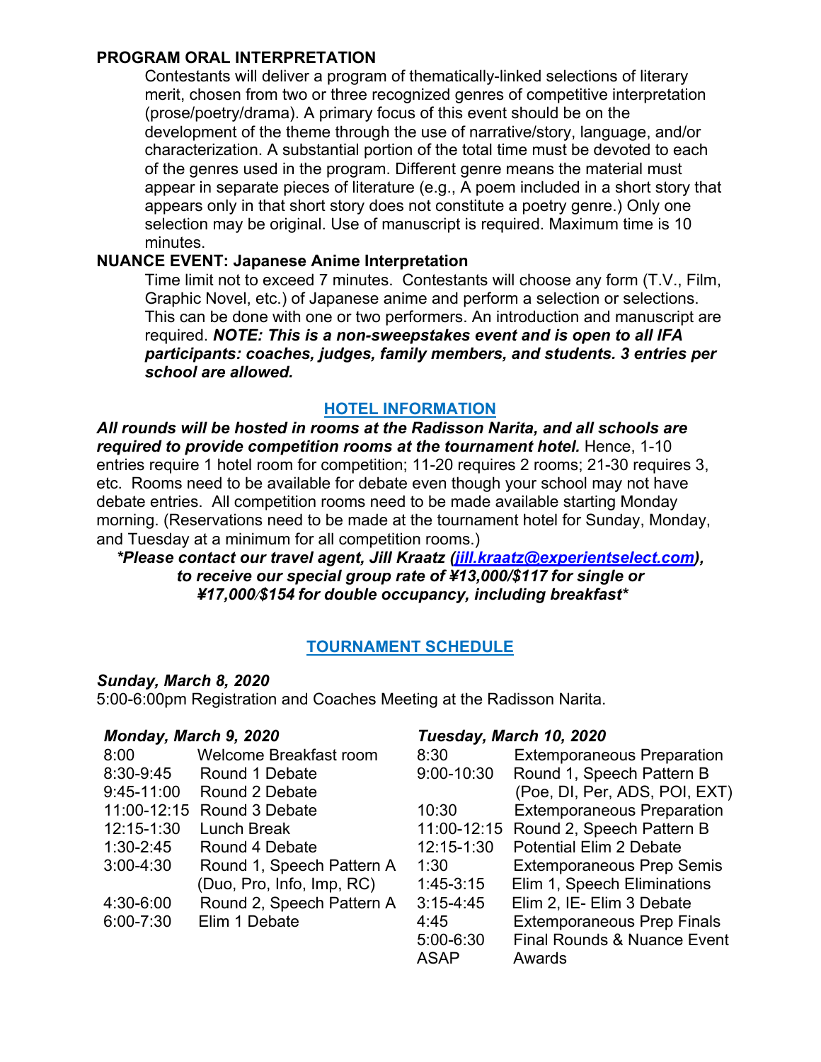**PROGRAM ORAL INTERPRETATION**

Contestants will deliver a program of thematically-linked selections of literary merit, chosen from two or three recognized genres of competitive interpretation (prose/poetry/drama). A primary focus of this event should be on the development of the theme through the use of narrative/story, language, and/or characterization. A substantial portion of the total time must be devoted to each of the genres used in the program. Different genre means the material must appear in separate pieces of literature (e.g., A poem included in a short story that appears only in that short story does not constitute a poetry genre.) Only one selection may be original. Use of manuscript is required. Maximum time is 10 minutes.

**NUANCE EVENT: Japanese Anime Interpretation**

Time limit not to exceed 7 minutes. Contestants will choose any form (T.V., Film, Graphic Novel, etc.) of Japanese anime and perform a selection or selections. This can be done with one or two performers. An introduction and manuscript are required. ***NOTE: This is a non-sweepstakes event and is open to all IFA participants: coaches, judges, family members, and students. 3 entries per school are allowed.***

## HOTEL INFORMATION

***All rounds will be hosted in rooms at the Radisson Narita, and all schools are required to provide competition rooms at the tournament hotel.*** Hence, 1-10 entries require 1 hotel room for competition; 11-20 requires 2 rooms; 21-30 requires 3, etc. Rooms need to be available for debate even though your school may not have debate entries. All competition rooms need to be made available starting Monday morning. (Reservations need to be made at the tournament hotel for Sunday, Monday, and Tuesday at a minimum for all competition rooms.)

***\*Please contact our travel agent, Jill Kraatz (jill.kraatz@experientselect.com), to receive our special group rate of ¥13,000/$117 for single or ¥17,000/$154 for double occupancy, including breakfast\****

## TOURNAMENT SCHEDULE

***Sunday, March 8, 2020***

5:00-6:00pm Registration and Coaches Meeting at the Radisson Narita.

***Monday, March 9, 2020***

| | |
|---|---|
| 8:00 | Welcome Breakfast room |
| 8:30-9:45 | Round 1 Debate |
| 9:45-11:00 | Round 2 Debate |
| 11:00-12:15 | Round 3 Debate |
| 12:15-1:30 | Lunch Break |
| 1:30-2:45 | Round 4 Debate |
| 3:00-4:30 | Round 1, Speech Pattern A (Duo, Pro, Info, Imp, RC) |
| 4:30-6:00 | Round 2, Speech Pattern A |
| 6:00-7:30 | Elim 1 Debate |

***Tuesday, March 10, 2020***

| | |
|---|---|
| 8:30 | Extemporaneous Preparation |
| 9:00-10:30 | Round 1, Speech Pattern B (Poe, DI, Per, ADS, POI, EXT) |
| 10:30 | Extemporaneous Preparation |
| 11:00-12:15 | Round 2, Speech Pattern B |
| 12:15-1:30 | Potential Elim 2 Debate |
| 1:30 | Extemporaneous Prep Semis |
| 1:45-3:15 | Elim 1, Speech Eliminations |
| 3:15-4:45 | Elim 2, IE- Elim 3 Debate |
| 4:45 | Extemporaneous Prep Finals |
| 5:00-6:30 | Final Rounds & Nuance Event |
| ASAP | Awards |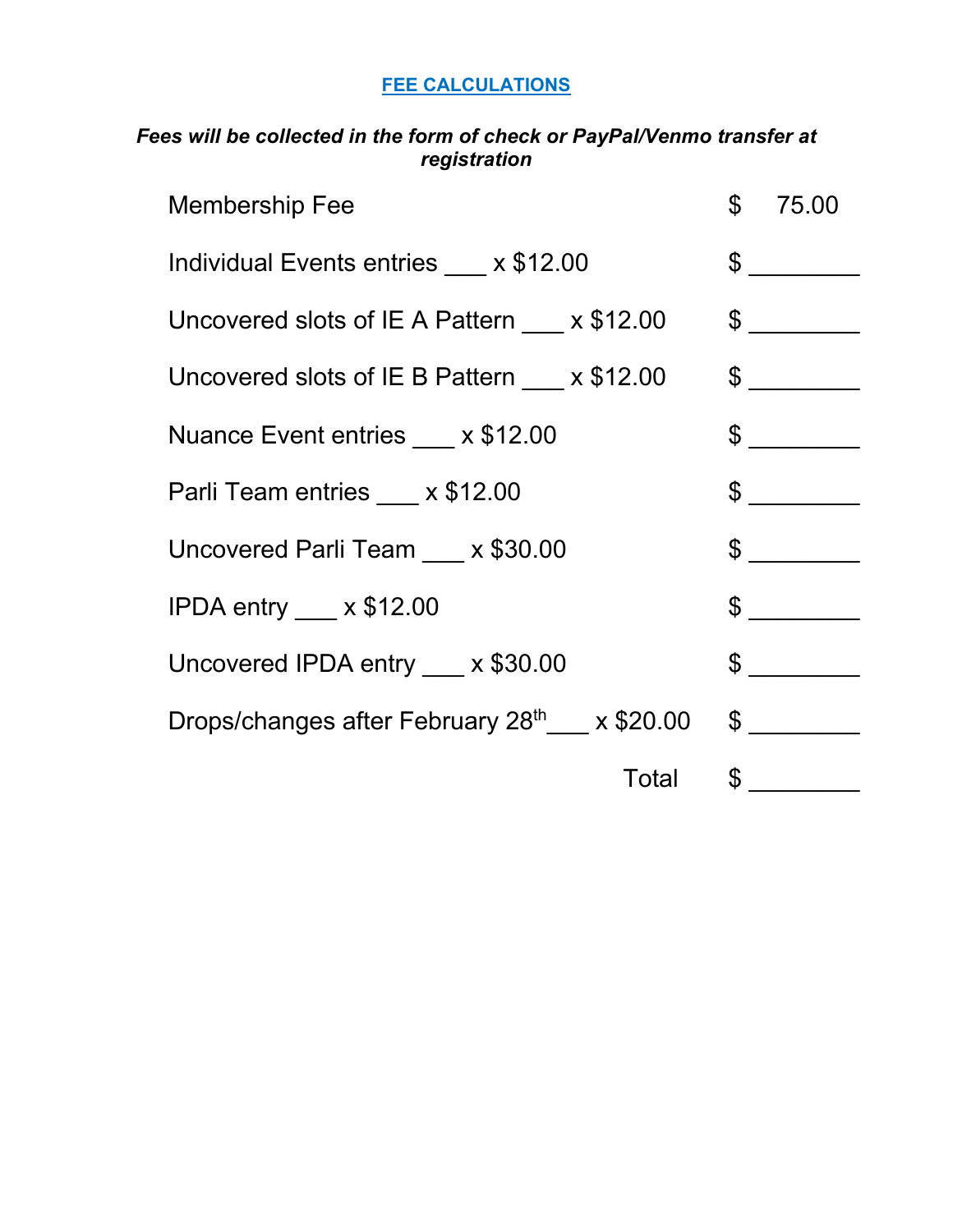## FEE CALCULATIONS

***Fees will be collected in the form of check or PayPal/Venmo transfer at registration***

| | |
|---|---|
| Membership Fee | $ 75.00 |
| Individual Events entries ___ x $12.00 | $ ________ |
| Uncovered slots of IE A Pattern ___ x $12.00 | $ ________ |
| Uncovered slots of IE B Pattern ___ x $12.00 | $ ________ |
| Nuance Event entries ___ x $12.00 | $ ________ |
| Parli Team entries ___ x $12.00 | $ ________ |
| Uncovered Parli Team ___ x $30.00 | $ ________ |
| IPDA entry ___ x $12.00 | $ ________ |
| Uncovered IPDA entry ___ x $30.00 | $ ________ |
| Drops/changes after February 28th ___ x $20.00 | $ ________ |
| Total | $ ________ |